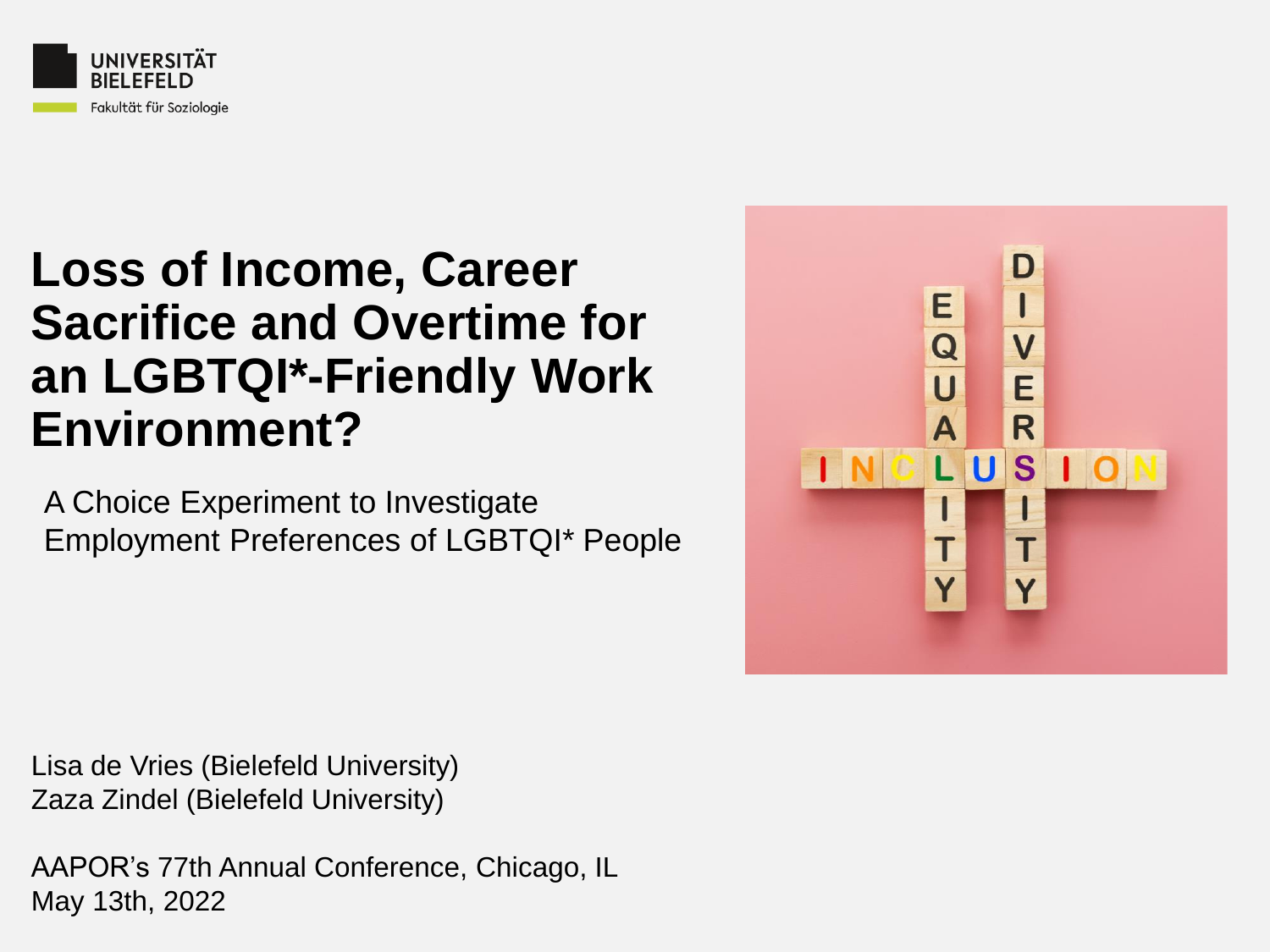UNIVERSITÄT BIELEFELD

Fakultät für Soziologie

# Loss of Income, Career Sacrifice and Overtime for an LGBTQI*-Friendly Work Environment?

A Choice Experiment to Investigate Employment Preferences of LGBTQI* People

Lisa de Vries (Bielefeld University)
Zaza Zindel (Bielefeld University)

AAPOR's 77th Annual Conference, Chicago, IL
May 13th, 2022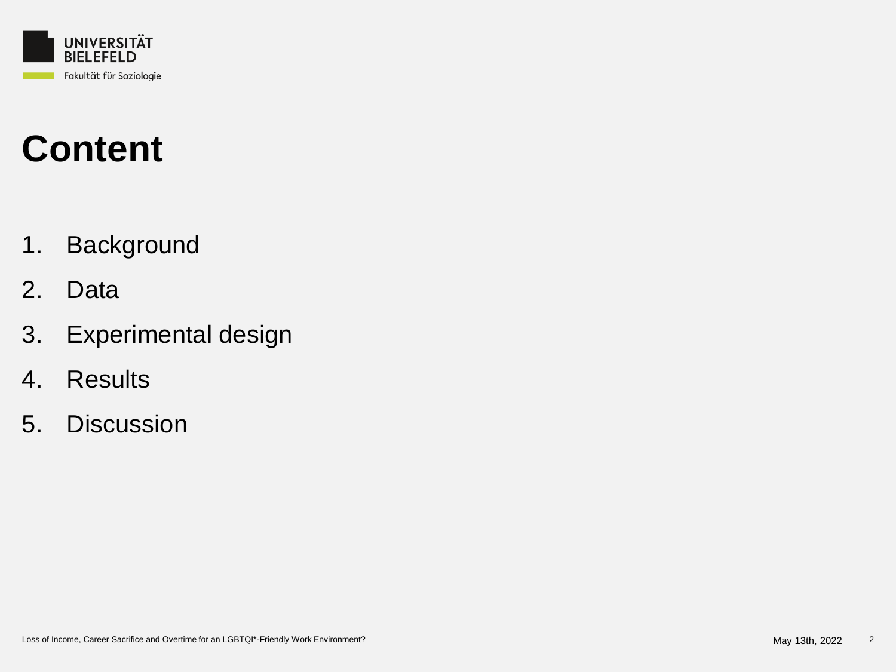# Content

1. Background
2. Data
3. Experimental design
4. Results
5. Discussion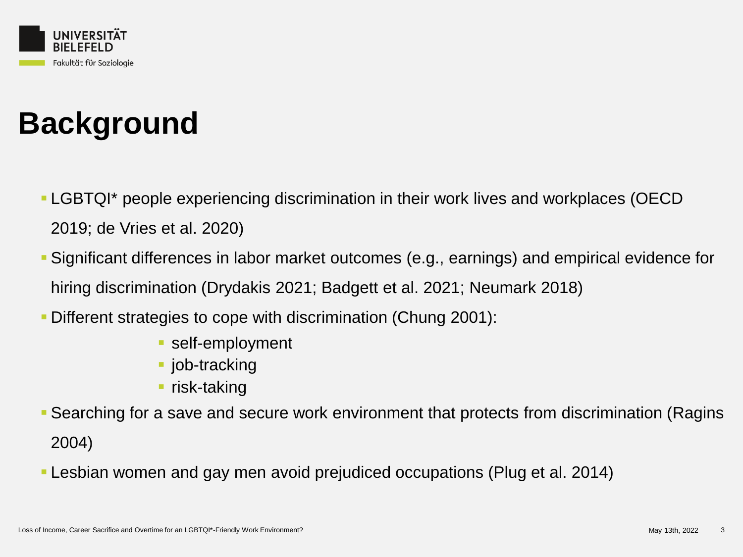# Background

- LGBTQI* people experiencing discrimination in their work lives and workplaces (OECD 2019; de Vries et al. 2020)
- Significant differences in labor market outcomes (e.g., earnings) and empirical evidence for hiring discrimination (Drydakis 2021; Badgett et al. 2021; Neumark 2018)
- Different strategies to cope with discrimination (Chung 2001):
  - self-employment
  - job-tracking
  - risk-taking
- Searching for a save and secure work environment that protects from discrimination (Ragins 2004)
- Lesbian women and gay men avoid prejudiced occupations (Plug et al. 2014)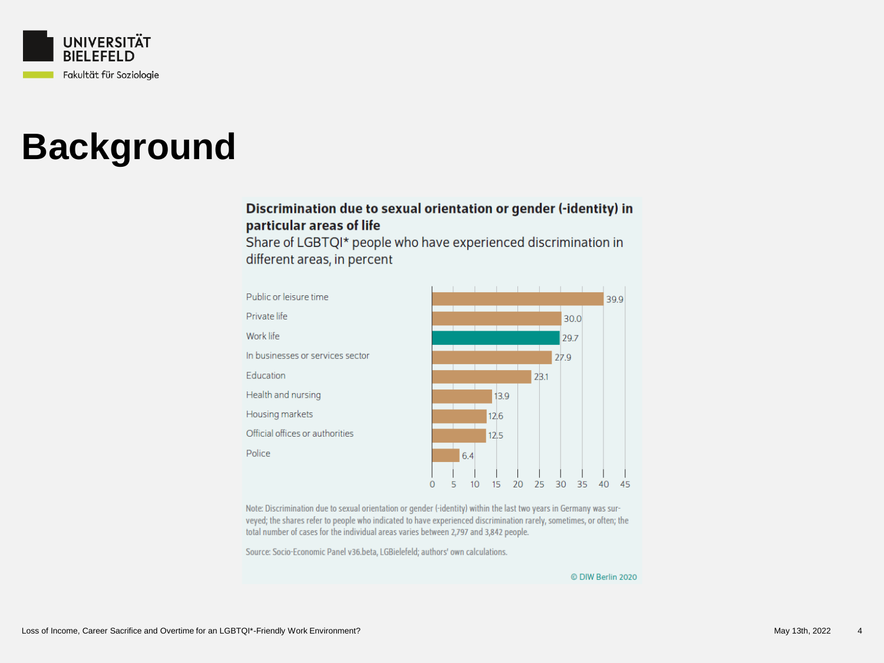# Background

**Discrimination due to sexual orientation or gender (-identity) in particular areas of life**

Share of LGBTQI* people who have experienced discrimination in different areas, in percent

Public or leisure time 39.9
Private life 30.0
Work life 29.7
In businesses or services sector 27.9
Education 23.1
Health and nursing 13.9
Housing markets 12.6
Official offices or authorities 12.5
Police 6.4

0 5 10 15 20 25 30 35 40 45

Note: Discrimination due to sexual orientation or gender (-identity) within the last two years in Germany was surveyed; the shares refer to people who indicated to have experienced discrimination rarely, sometimes, or often; the total number of cases for the individual areas varies between 2,797 and 3,842 people.

Source: Socio-Economic Panel v36.beta, LGBielefeld; authors' own calculations.

© DIW Berlin 2020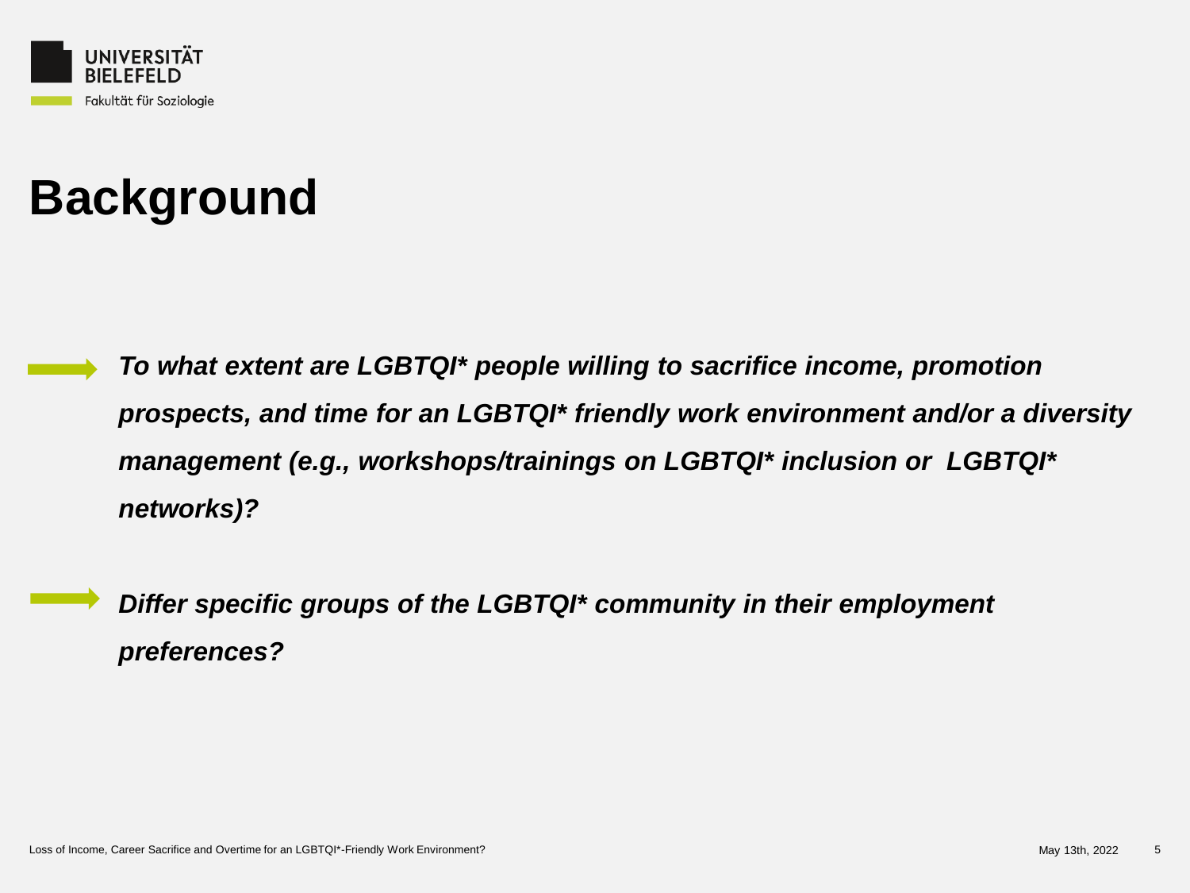# Background

- ***To what extent are LGBTQI* people willing to sacrifice income, promotion prospects, and time for an LGBTQI* friendly work environment and/or a diversity management (e.g., workshops/trainings on LGBTQI* inclusion or LGBTQI* networks)?***

- ***Differ specific groups of the LGBTQI* community in their employment preferences?***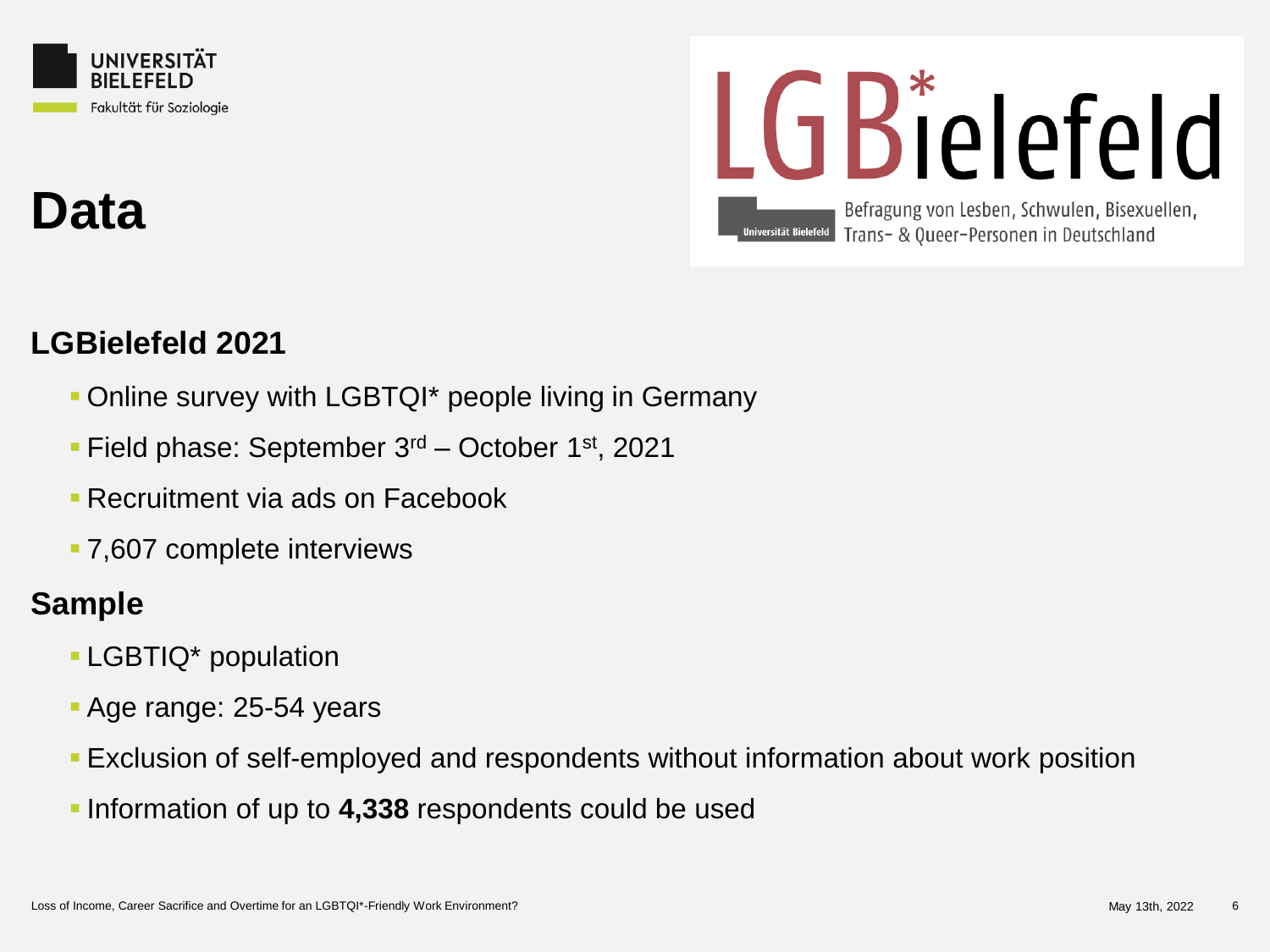# Data

## LGBielefeld 2021

- Online survey with LGBTQI* people living in Germany
- Field phase: September 3rd – October 1st, 2021
- Recruitment via ads on Facebook
- 7,607 complete interviews

## Sample

- LGBTIQ* population
- Age range: 25-54 years
- Exclusion of self-employed and respondents without information about work position
- Information of up to **4,338** respondents could be used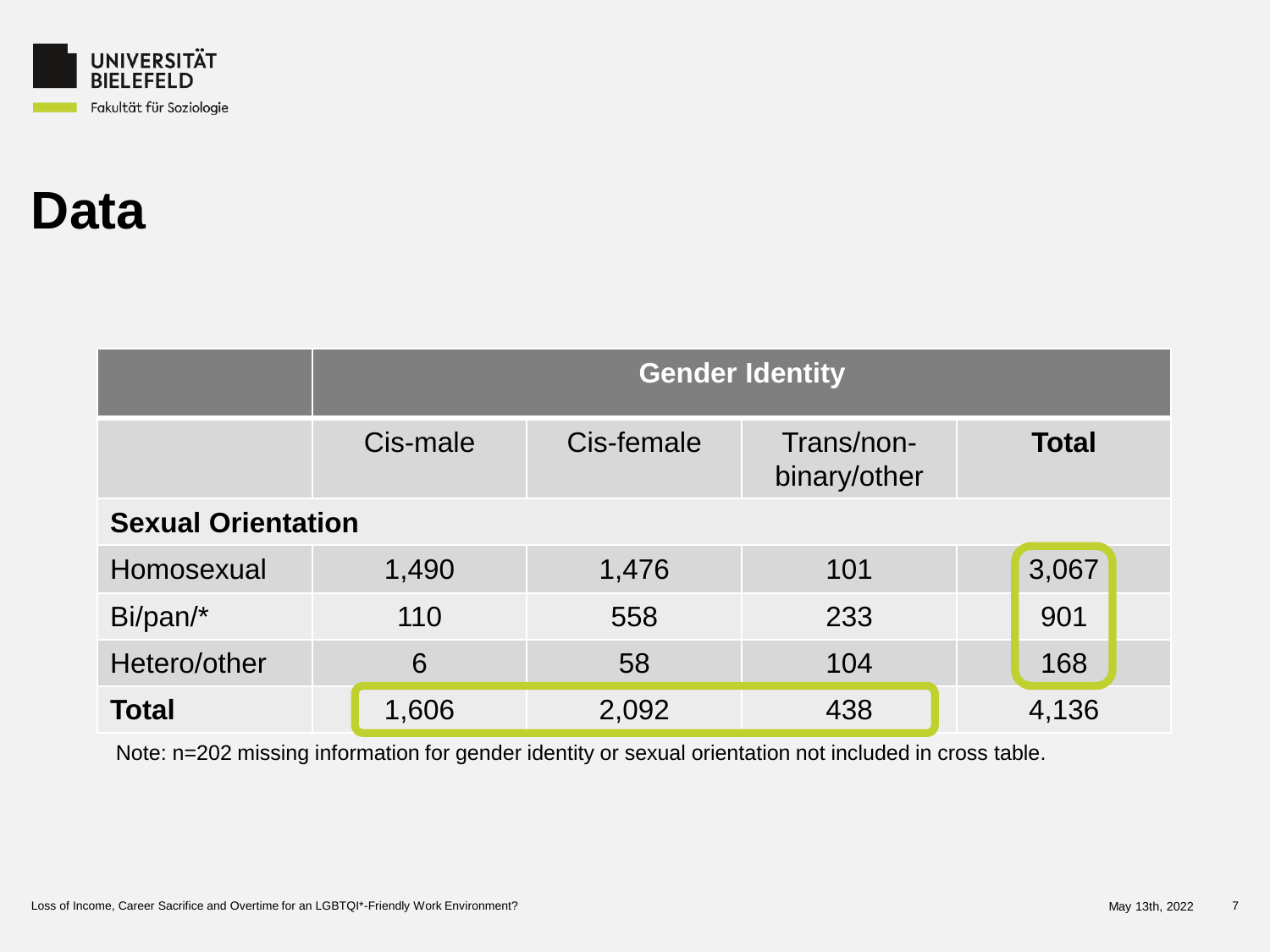# Data

| | Gender Identity | | | |
|---|---|---|---|---|
| | Cis-male | Cis-female | Trans/non-binary/other | **Total** |
| **Sexual Orientation** | | | | |
| Homosexual | 1,490 | 1,476 | 101 | 3,067 |
| Bi/pan/* | 110 | 558 | 233 | 901 |
| Hetero/other | 6 | 58 | 104 | 168 |
| **Total** | 1,606 | 2,092 | 438 | 4,136 |

Note: n=202 missing information for gender identity or sexual orientation not included in cross table.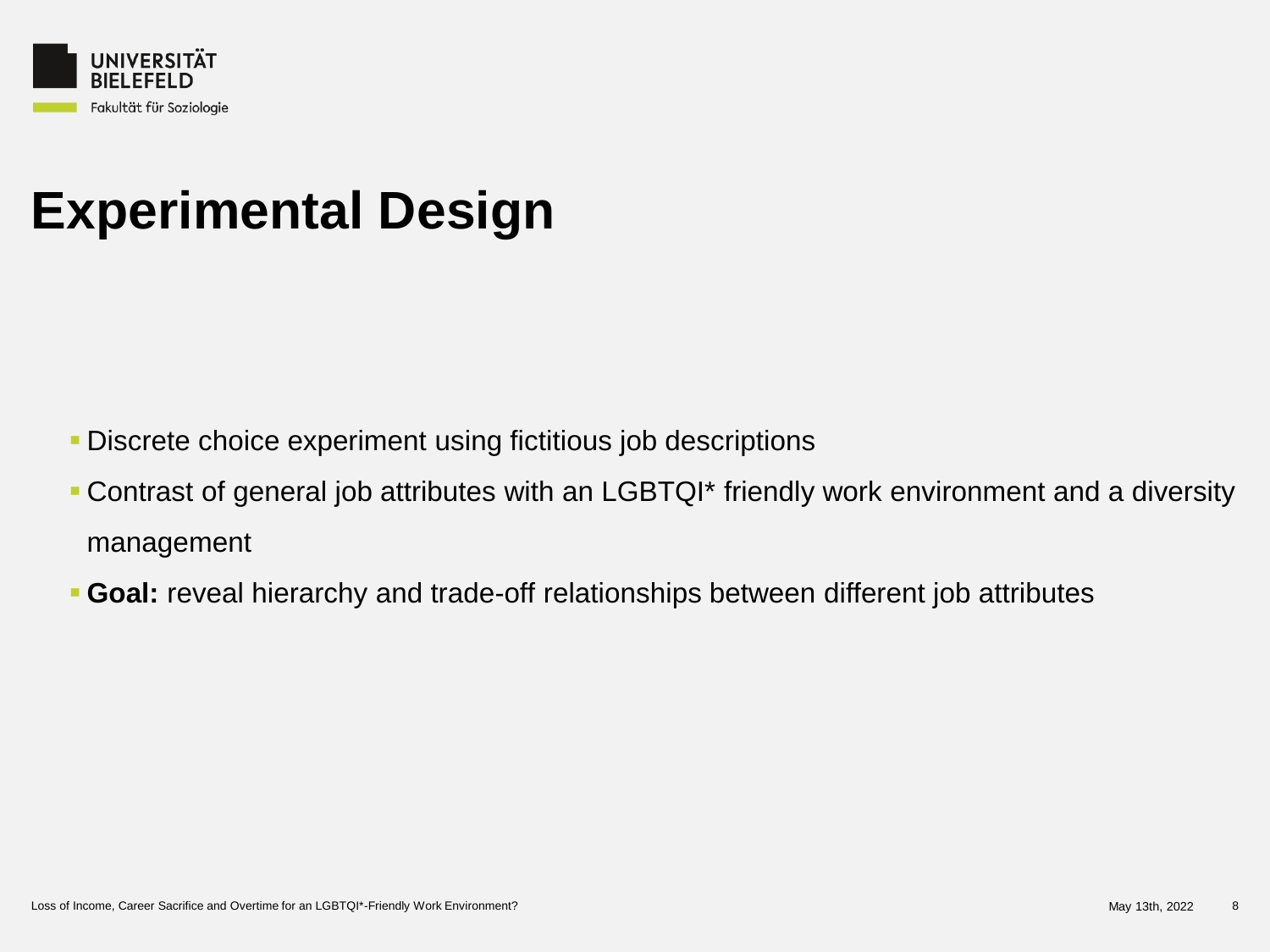# Experimental Design

- Discrete choice experiment using fictitious job descriptions
- Contrast of general job attributes with an LGBTQI* friendly work environment and a diversity management
- **Goal:** reveal hierarchy and trade-off relationships between different job attributes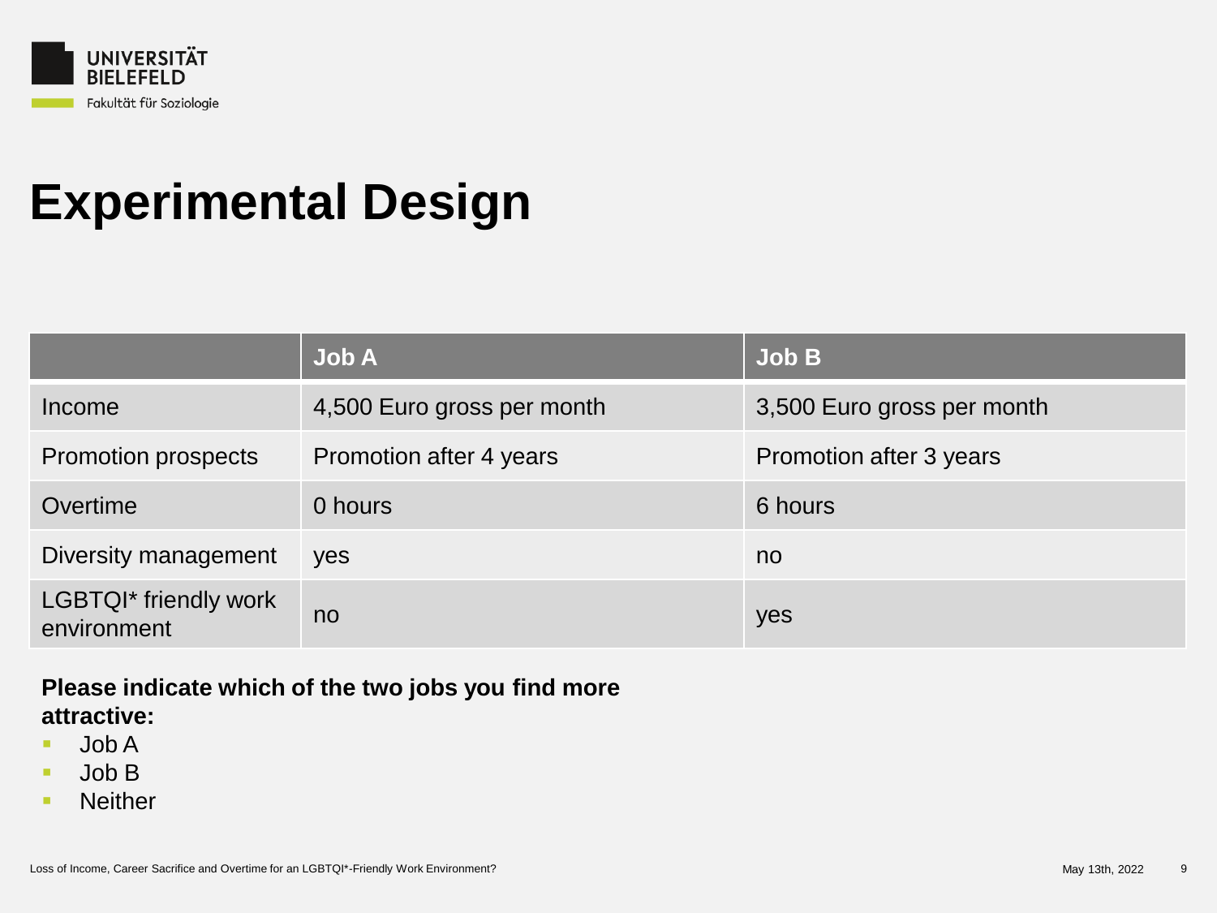# Experimental Design

| | Job A | Job B |
|---|---|---|
| Income | 4,500 Euro gross per month | 3,500 Euro gross per month |
| Promotion prospects | Promotion after 4 years | Promotion after 3 years |
| Overtime | 0 hours | 6 hours |
| Diversity management | yes | no |
| LGBTQI* friendly work environment | no | yes |

**Please indicate which of the two jobs you find more attractive:**

- Job A
- Job B
- Neither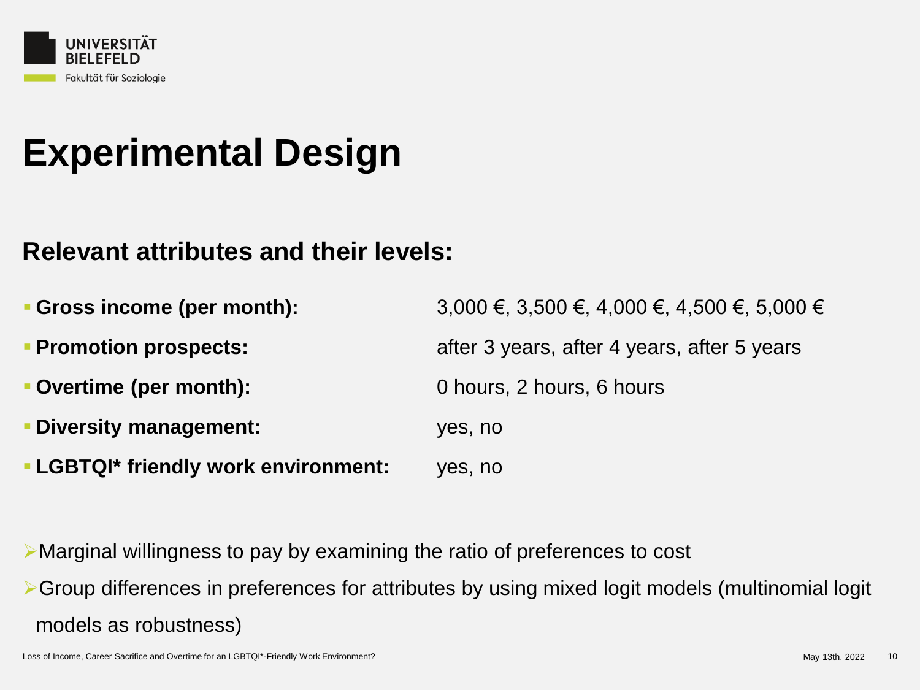# Experimental Design

## Relevant attributes and their levels:

- **Gross income (per month):** 3,000 €, 3,500 €, 4,000 €, 4,500 €, 5,000 €
- **Promotion prospects:** after 3 years, after 4 years, after 5 years
- **Overtime (per month):** 0 hours, 2 hours, 6 hours
- **Diversity management:** yes, no
- **LGBTQI* friendly work environment:** yes, no

- Marginal willingness to pay by examining the ratio of preferences to cost
- Group differences in preferences for attributes by using mixed logit models (multinomial logit models as robustness)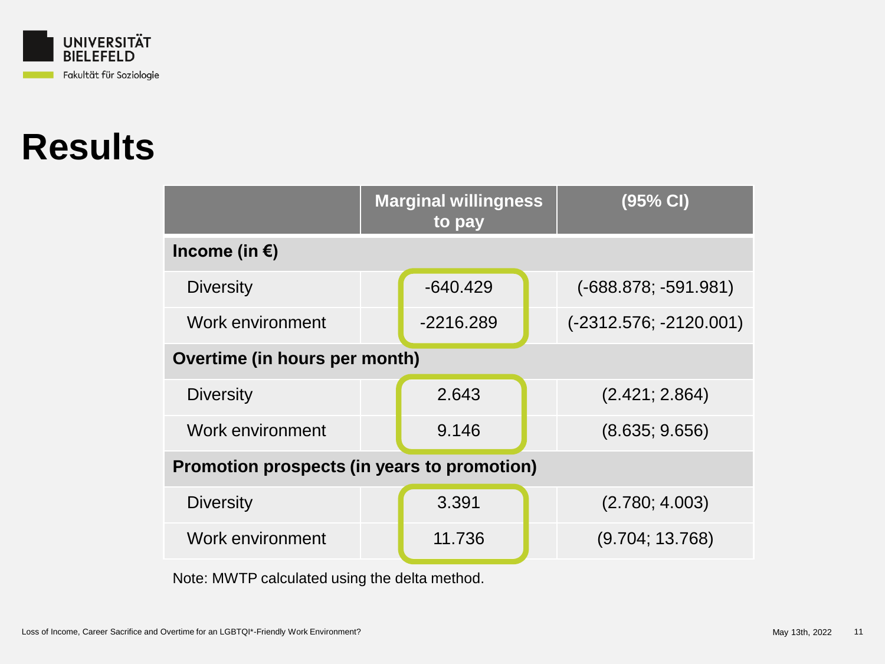# Results

| | Marginal willingness to pay | (95% CI) |
|---|---|---|
| **Income (in €)** | | |
| Diversity | -640.429 | (-688.878; -591.981) |
| Work environment | -2216.289 | (-2312.576; -2120.001) |
| **Overtime (in hours per month)** | | |
| Diversity | 2.643 | (2.421; 2.864) |
| Work environment | 9.146 | (8.635; 9.656) |
| **Promotion prospects (in years to promotion)** | | |
| Diversity | 3.391 | (2.780; 4.003) |
| Work environment | 11.736 | (9.704; 13.768) |

Note: MWTP calculated using the delta method.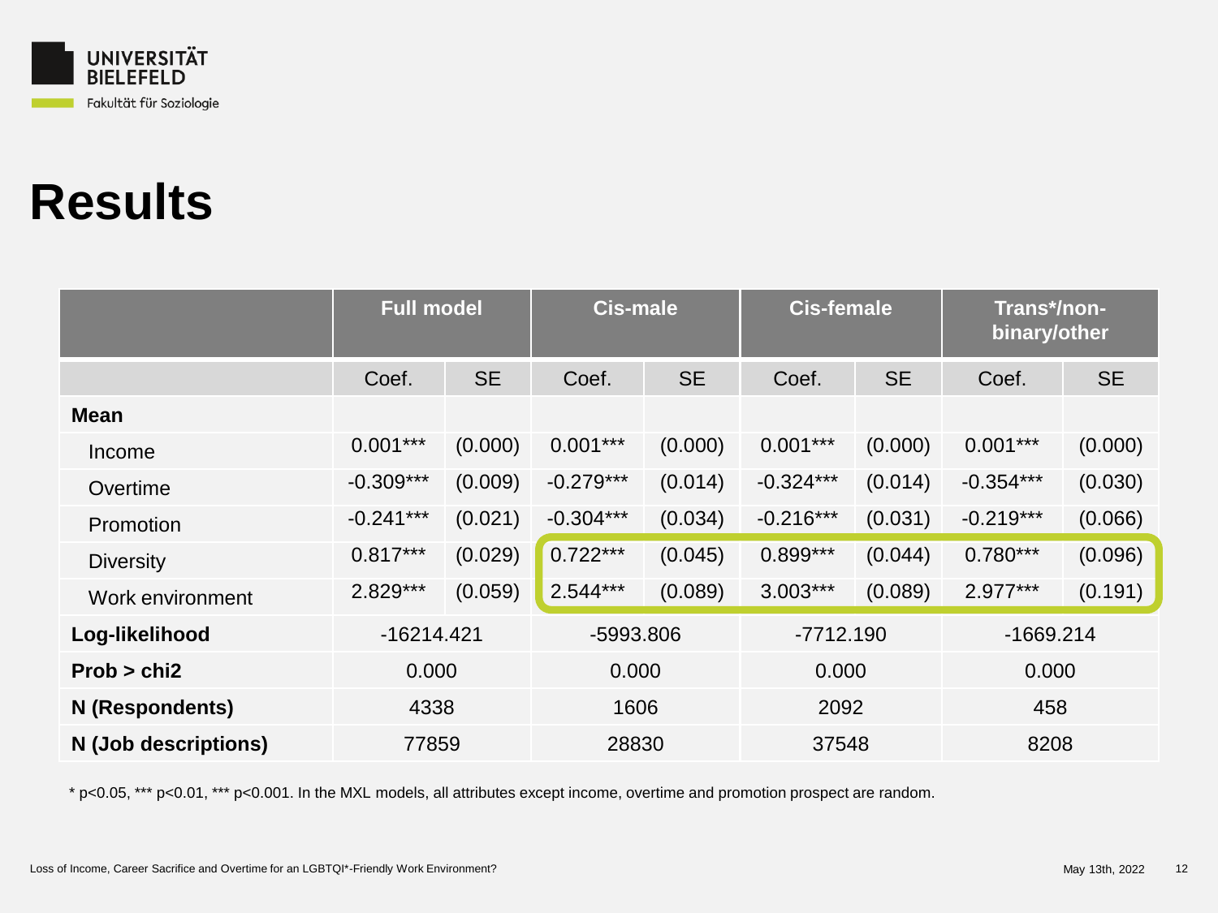# Results

| | Full model | | Cis-male | | Cis-female | | Trans*/non-binary/other | |
|---|---|---|---|---|---|---|---|---|
| | Coef. | SE | Coef. | SE | Coef. | SE | Coef. | SE |
| **Mean** | | | | | | | | |
| Income | 0.001*** | (0.000) | 0.001*** | (0.000) | 0.001*** | (0.000) | 0.001*** | (0.000) |
| Overtime | -0.309*** | (0.009) | -0.279*** | (0.014) | -0.324*** | (0.014) | -0.354*** | (0.030) |
| Promotion | -0.241*** | (0.021) | -0.304*** | (0.034) | -0.216*** | (0.031) | -0.219*** | (0.066) |
| Diversity | 0.817*** | (0.029) | 0.722*** | (0.045) | 0.899*** | (0.044) | 0.780*** | (0.096) |
| Work environment | 2.829*** | (0.059) | 2.544*** | (0.089) | 3.003*** | (0.089) | 2.977*** | (0.191) |
| **Log-likelihood** | -16214.421 | | -5993.806 | | -7712.190 | | -1669.214 | |
| **Prob > chi2** | 0.000 | | 0.000 | | 0.000 | | 0.000 | |
| **N (Respondents)** | 4338 | | 1606 | | 2092 | | 458 | |
| **N (Job descriptions)** | 77859 | | 28830 | | 37548 | | 8208 | |

* p<0.05, *** p<0.01, *** p<0.001. In the MXL models, all attributes except income, overtime and promotion prospect are random.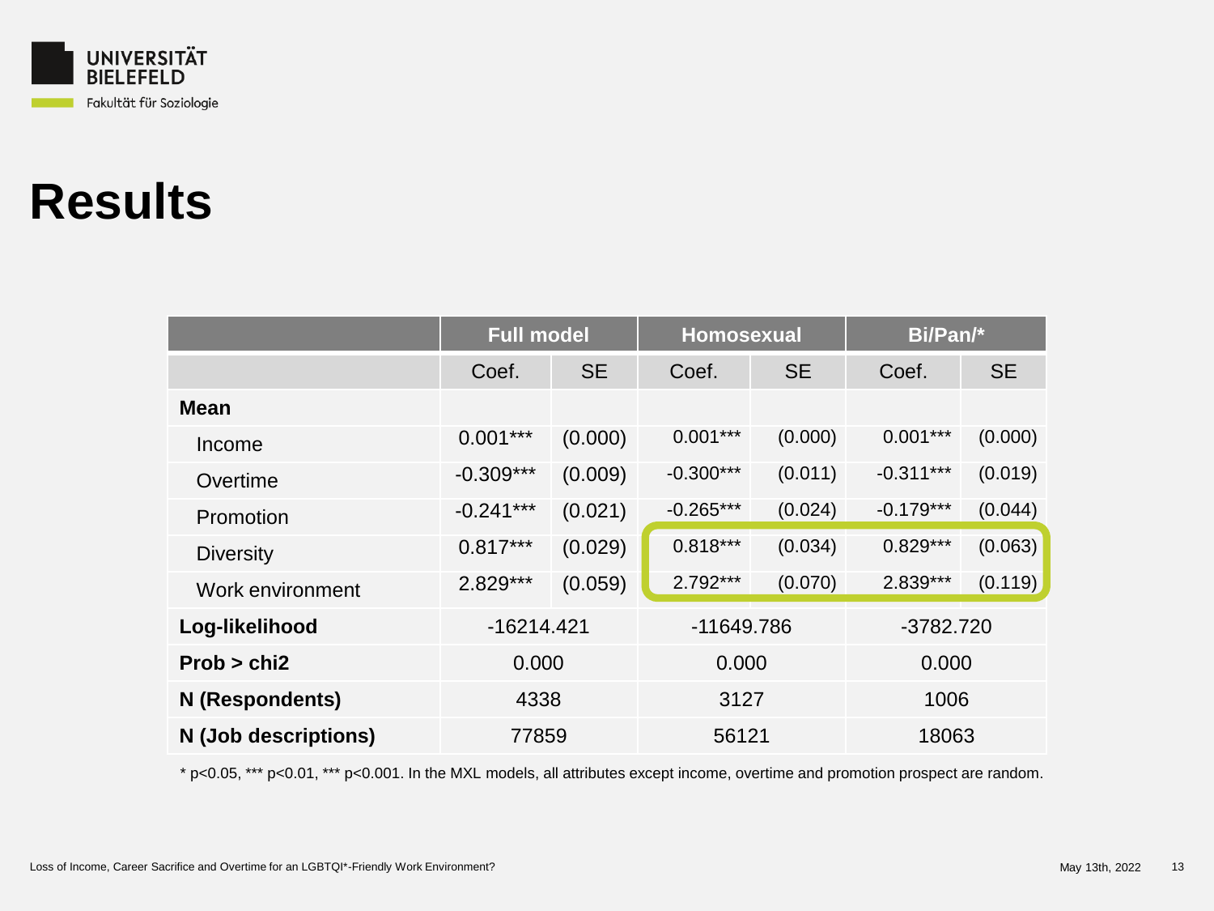# Results

| | Full model | | Homosexual | | Bi/Pan/* | |
|---|---|---|---|---|---|---|
| | Coef. | SE | Coef. | SE | Coef. | SE |
| **Mean** | | | | | | |
| Income | 0.001*** | (0.000) | 0.001*** | (0.000) | 0.001*** | (0.000) |
| Overtime | -0.309*** | (0.009) | -0.300*** | (0.011) | -0.311*** | (0.019) |
| Promotion | -0.241*** | (0.021) | -0.265*** | (0.024) | -0.179*** | (0.044) |
| Diversity | 0.817*** | (0.029) | 0.818*** | (0.034) | 0.829*** | (0.063) |
| Work environment | 2.829*** | (0.059) | 2.792*** | (0.070) | 2.839*** | (0.119) |
| **Log-likelihood** | -16214.421 | | -11649.786 | | -3782.720 | |
| **Prob > chi2** | 0.000 | | 0.000 | | 0.000 | |
| **N (Respondents)** | 4338 | | 3127 | | 1006 | |
| **N (Job descriptions)** | 77859 | | 56121 | | 18063 | |

* p<0.05, *** p<0.01, *** p<0.001. In the MXL models, all attributes except income, overtime and promotion prospect are random.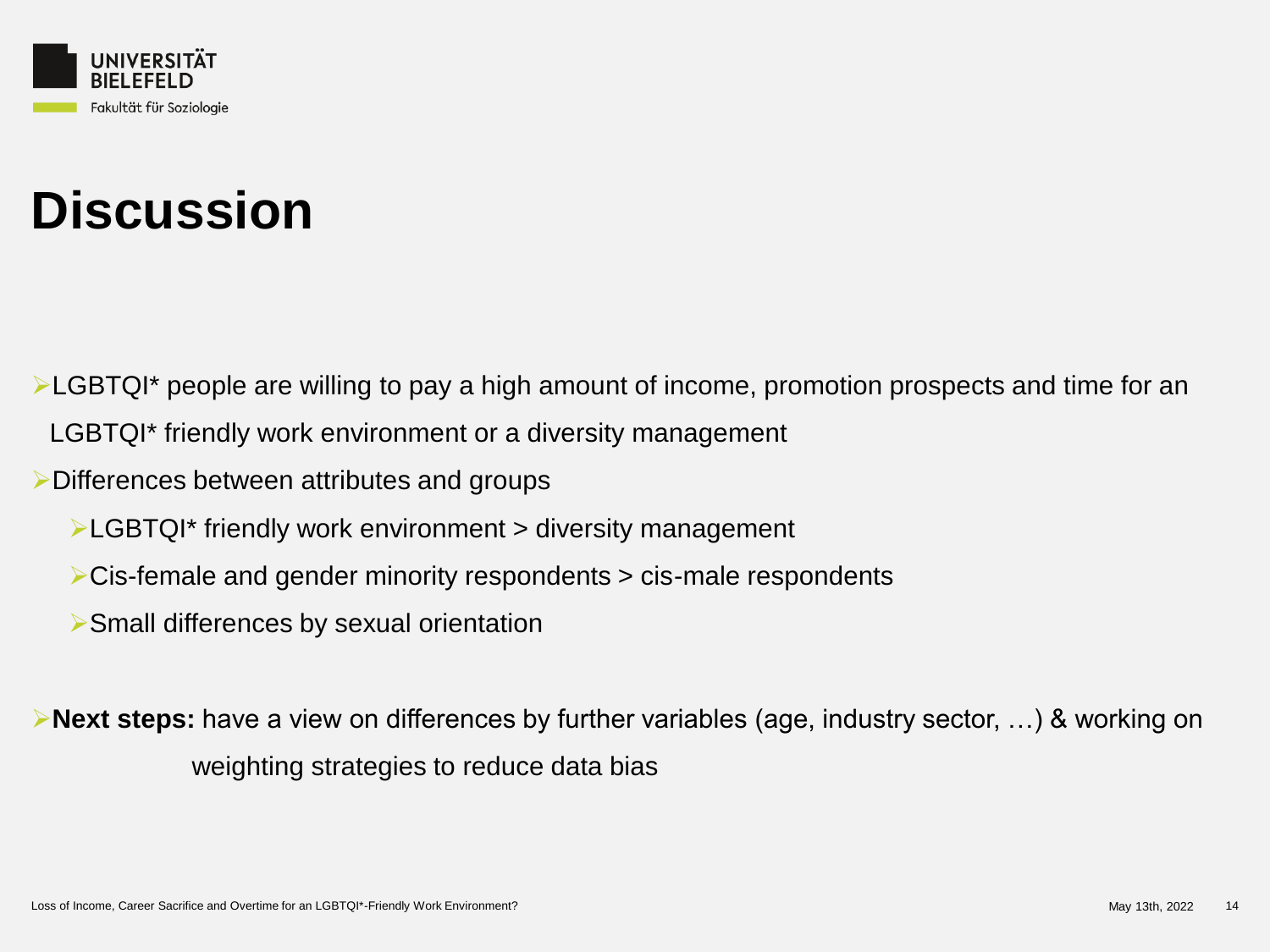# Discussion

- LGBTQI* people are willing to pay a high amount of income, promotion prospects and time for an LGBTQI* friendly work environment or a diversity management
- Differences between attributes and groups
  - LGBTQI* friendly work environment > diversity management
  - Cis-female and gender minority respondents > cis-male respondents
  - Small differences by sexual orientation

- **Next steps:** have a view on differences by further variables (age, industry sector, …) & working on weighting strategies to reduce data bias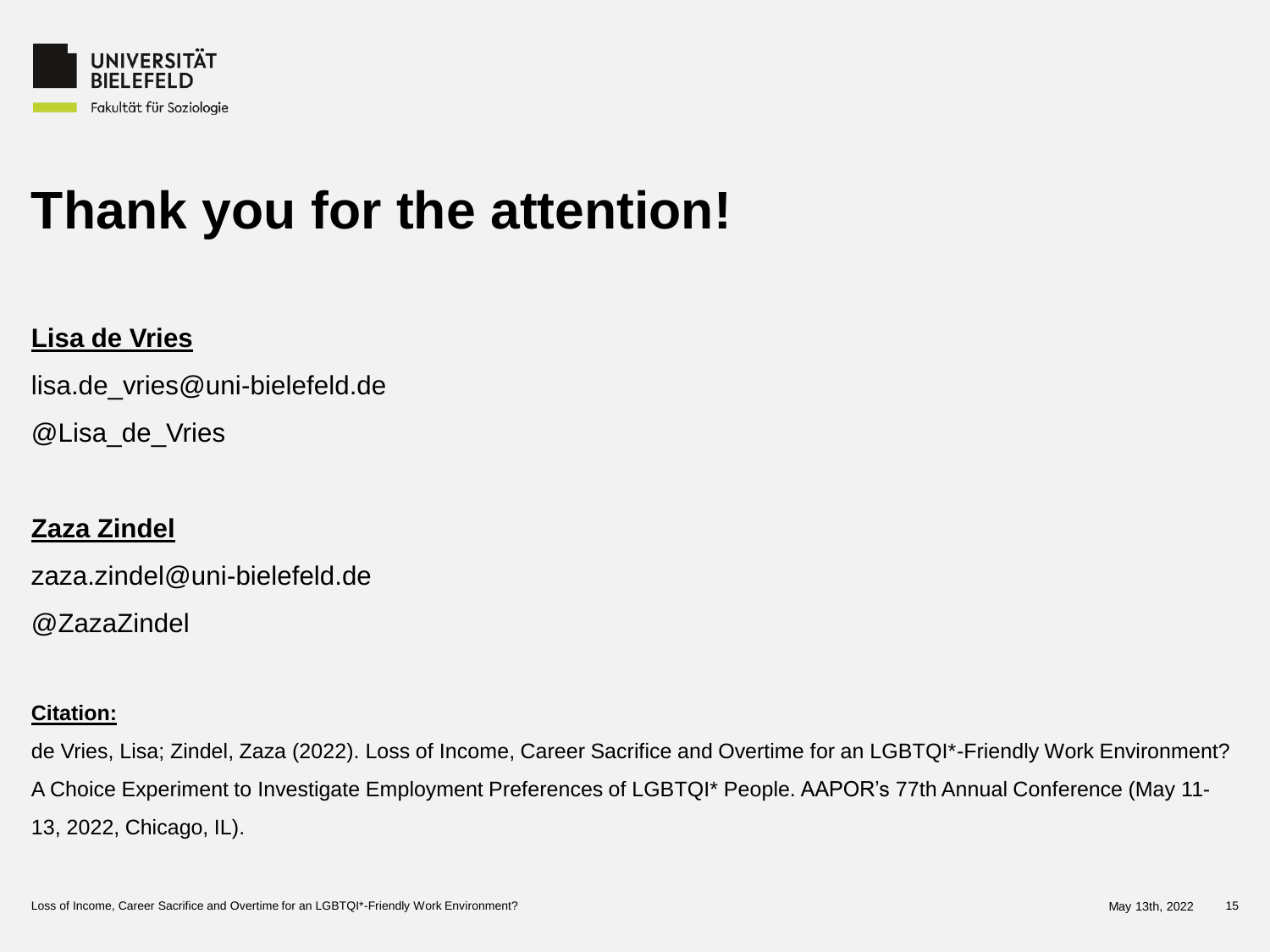UNIVERSITÄT BIELEFELD

Fakultät für Soziologie

# Thank you for the attention!

**Lisa de Vries**

lisa.de_vries@uni-bielefeld.de

@Lisa_de_Vries

**Zaza Zindel**

zaza.zindel@uni-bielefeld.de

@ZazaZindel

**Citation:**

de Vries, Lisa; Zindel, Zaza (2022). Loss of Income, Career Sacrifice and Overtime for an LGBTQI*-Friendly Work Environment? A Choice Experiment to Investigate Employment Preferences of LGBTQI* People. AAPOR's 77th Annual Conference (May 11-13, 2022, Chicago, IL).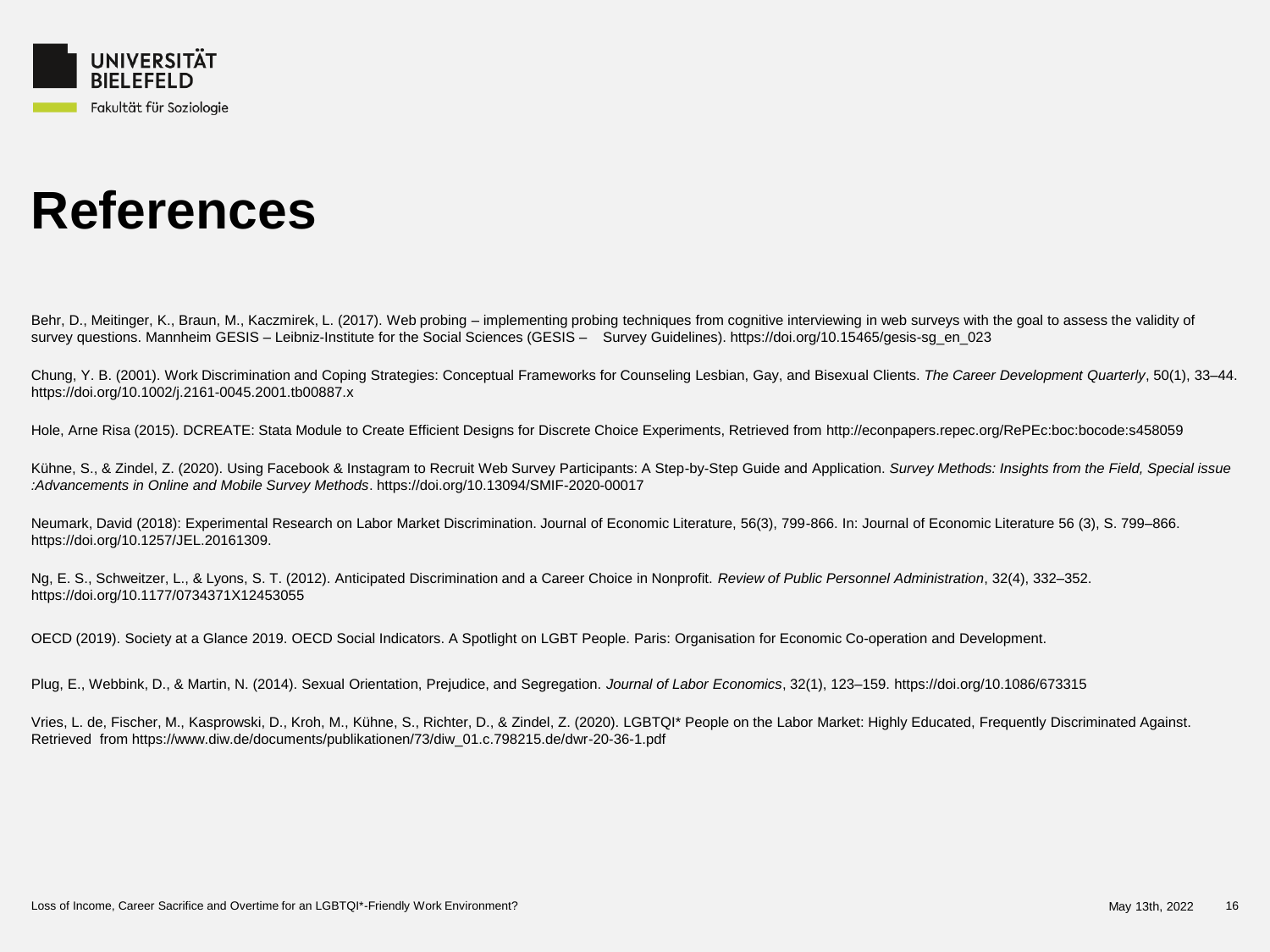# References

Behr, D., Meitinger, K., Braun, M., Kaczmirek, L. (2017). Web probing – implementing probing techniques from cognitive interviewing in web surveys with the goal to assess the validity of survey questions. Mannheim GESIS – Leibniz-Institute for the Social Sciences (GESIS – Survey Guidelines). https://doi.org/10.15465/gesis-sg_en_023

Chung, Y. B. (2001). Work Discrimination and Coping Strategies: Conceptual Frameworks for Counseling Lesbian, Gay, and Bisexual Clients. *The Career Development Quarterly*, 50(1), 33–44. https://doi.org/10.1002/j.2161-0045.2001.tb00887.x

Hole, Arne Risa (2015). DCREATE: Stata Module to Create Efficient Designs for Discrete Choice Experiments, Retrieved from http://econpapers.repec.org/RePEc:boc:bocode:s458059

Kühne, S., & Zindel, Z. (2020). Using Facebook & Instagram to Recruit Web Survey Participants: A Step-by-Step Guide and Application. *Survey Methods: Insights from the Field, Special issue :Advancements in Online and Mobile Survey Methods*. https://doi.org/10.13094/SMIF-2020-00017

Neumark, David (2018): Experimental Research on Labor Market Discrimination. Journal of Economic Literature, 56(3), 799-866. In: Journal of Economic Literature 56 (3), S. 799–866. https://doi.org/10.1257/JEL.20161309.

Ng, E. S., Schweitzer, L., & Lyons, S. T. (2012). Anticipated Discrimination and a Career Choice in Nonprofit. *Review of Public Personnel Administration*, 32(4), 332–352. https://doi.org/10.1177/0734371X12453055

OECD (2019). Society at a Glance 2019. OECD Social Indicators. A Spotlight on LGBT People. Paris: Organisation for Economic Co-operation and Development.

Plug, E., Webbink, D., & Martin, N. (2014). Sexual Orientation, Prejudice, and Segregation. *Journal of Labor Economics*, 32(1), 123–159. https://doi.org/10.1086/673315

Vries, L. de, Fischer, M., Kasprowski, D., Kroh, M., Kühne, S., Richter, D., & Zindel, Z. (2020). LGBTQI* People on the Labor Market: Highly Educated, Frequently Discriminated Against. Retrieved from https://www.diw.de/documents/publikationen/73/diw_01.c.798215.de/dwr-20-36-1.pdf